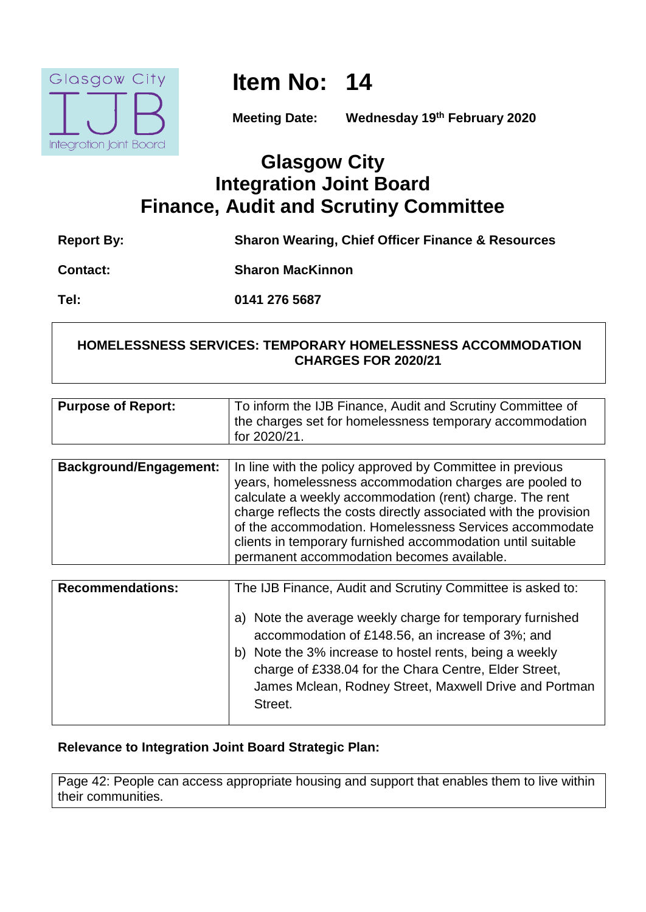Glasgow City IJB Integration Joint Board

# Item No: 14

**Meeting Date:** **Wednesday 19th February 2020**

## Glasgow City
## Integration Joint Board
## Finance, Audit and Scrutiny Committee

| | |
|---|---|
| **Report By:** | **Sharon Wearing, Chief Officer Finance & Resources** |
| **Contact:** | **Sharon MacKinnon** |
| **Tel:** | **0141 276 5687** |

**HOMELESSNESS SERVICES: TEMPORARY HOMELESSNESS ACCOMMODATION CHARGES FOR 2020/21**

| | |
|---|---|
| **Purpose of Report:** | To inform the IJB Finance, Audit and Scrutiny Committee of the charges set for homelessness temporary accommodation for 2020/21. |

| | |
|---|---|
| **Background/Engagement:** | In line with the policy approved by Committee in previous years, homelessness accommodation charges are pooled to calculate a weekly accommodation (rent) charge. The rent charge reflects the costs directly associated with the provision of the accommodation. Homelessness Services accommodate clients in temporary furnished accommodation until suitable permanent accommodation becomes available. |

| | |
|---|---|
| **Recommendations:** | The IJB Finance, Audit and Scrutiny Committee is asked to:<br><br>a) Note the average weekly charge for temporary furnished accommodation of £148.56, an increase of 3%; and<br>b) Note the 3% increase to hostel rents, being a weekly charge of £338.04 for the Chara Centre, Elder Street, James Mclean, Rodney Street, Maxwell Drive and Portman Street. |

**Relevance to Integration Joint Board Strategic Plan:**

Page 42: People can access appropriate housing and support that enables them to live within their communities.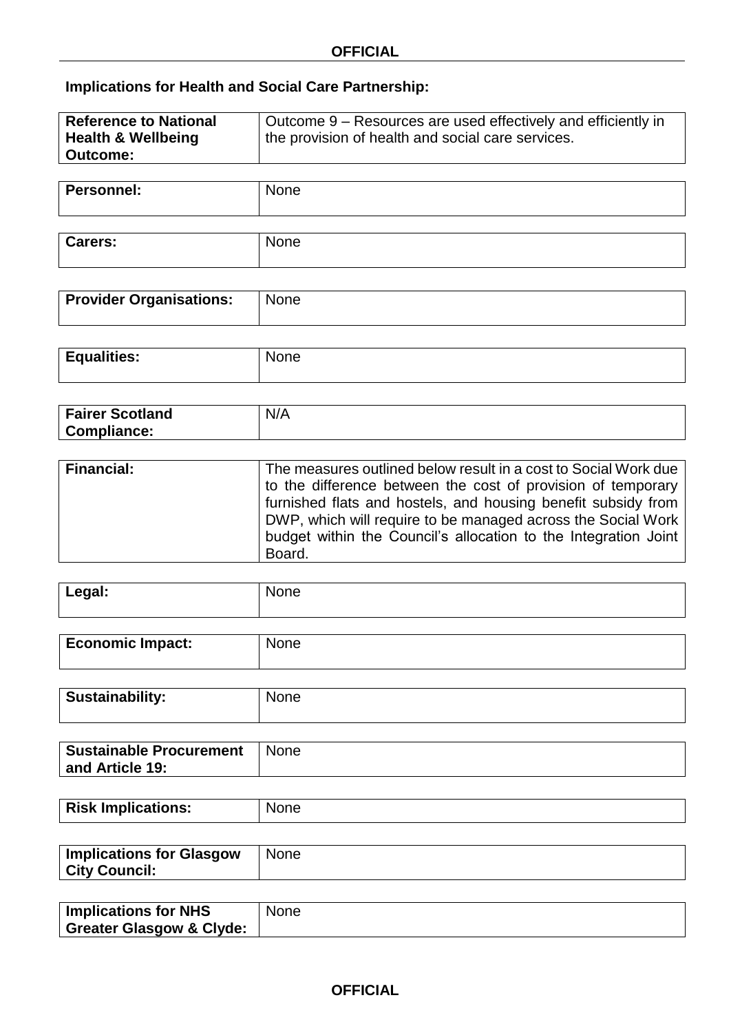**Implications for Health and Social Care Partnership:**

| | |
|---|---|
| **Reference to National Health & Wellbeing Outcome:** | Outcome 9 – Resources are used effectively and efficiently in the provision of health and social care services. |

| | |
|---|---|
| **Personnel:** | None |

| | |
|---|---|
| **Carers:** | None |

| | |
|---|---|
| **Provider Organisations:** | None |

| | |
|---|---|
| **Equalities:** | None |

| | |
|---|---|
| **Fairer Scotland Compliance:** | N/A |

| | |
|---|---|
| **Financial:** | The measures outlined below result in a cost to Social Work due to the difference between the cost of provision of temporary furnished flats and hostels, and housing benefit subsidy from DWP, which will require to be managed across the Social Work budget within the Council's allocation to the Integration Joint Board. |

| | |
|---|---|
| **Legal:** | None |

| | |
|---|---|
| **Economic Impact:** | None |

| | |
|---|---|
| **Sustainability:** | None |

| | |
|---|---|
| **Sustainable Procurement and Article 19:** | None |

| | |
|---|---|
| **Risk Implications:** | None |

| | |
|---|---|
| **Implications for Glasgow City Council:** | None |

| | |
|---|---|
| **Implications for NHS Greater Glasgow & Clyde:** | None |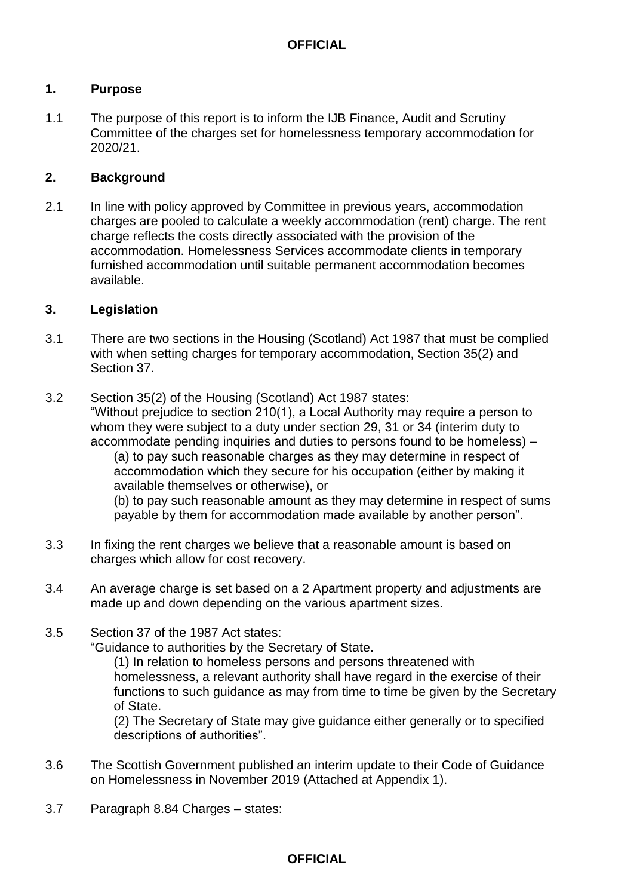## 1. Purpose

1.1 The purpose of this report is to inform the IJB Finance, Audit and Scrutiny Committee of the charges set for homelessness temporary accommodation for 2020/21.

## 2. Background

2.1 In line with policy approved by Committee in previous years, accommodation charges are pooled to calculate a weekly accommodation (rent) charge. The rent charge reflects the costs directly associated with the provision of the accommodation. Homelessness Services accommodate clients in temporary furnished accommodation until suitable permanent accommodation becomes available.

## 3. Legislation

3.1 There are two sections in the Housing (Scotland) Act 1987 that must be complied with when setting charges for temporary accommodation, Section 35(2) and Section 37.

3.2 Section 35(2) of the Housing (Scotland) Act 1987 states:
"Without prejudice to section 210(1), a Local Authority may require a person to whom they were subject to a duty under section 29, 31 or 34 (interim duty to accommodate pending inquiries and duties to persons found to be homeless) –

> (a) to pay such reasonable charges as they may determine in respect of accommodation which they secure for his occupation (either by making it available themselves or otherwise), or
>
> (b) to pay such reasonable amount as they may determine in respect of sums payable by them for accommodation made available by another person".

3.3 In fixing the rent charges we believe that a reasonable amount is based on charges which allow for cost recovery.

3.4 An average charge is set based on a 2 Apartment property and adjustments are made up and down depending on the various apartment sizes.

3.5 Section 37 of the 1987 Act states:
"Guidance to authorities by the Secretary of State.

> (1) In relation to homeless persons and persons threatened with homelessness, a relevant authority shall have regard in the exercise of their functions to such guidance as may from time to time be given by the Secretary of State.
>
> (2) The Secretary of State may give guidance either generally or to specified descriptions of authorities".

3.6 The Scottish Government published an interim update to their Code of Guidance on Homelessness in November 2019 (Attached at Appendix 1).

3.7 Paragraph 8.84 Charges – states: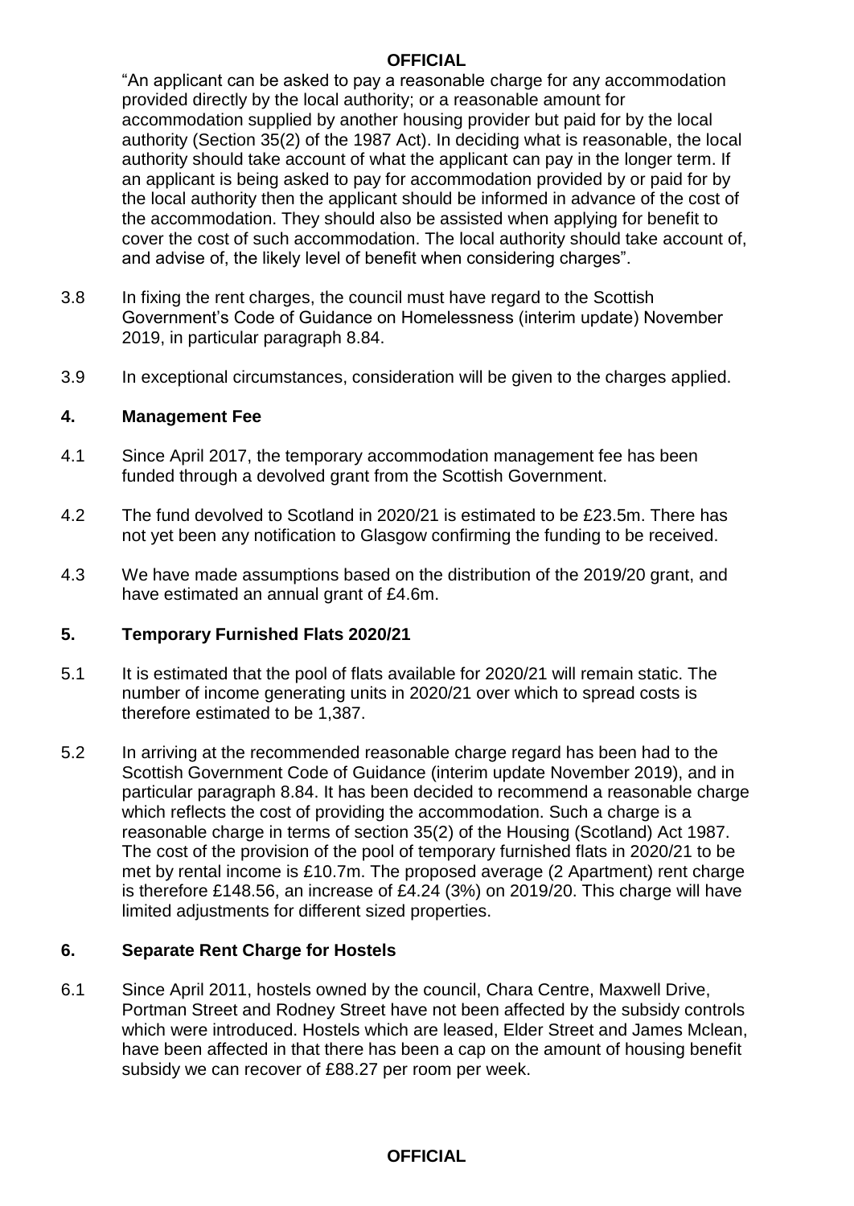"An applicant can be asked to pay a reasonable charge for any accommodation provided directly by the local authority; or a reasonable amount for accommodation supplied by another housing provider but paid for by the local authority (Section 35(2) of the 1987 Act). In deciding what is reasonable, the local authority should take account of what the applicant can pay in the longer term. If an applicant is being asked to pay for accommodation provided by or paid for by the local authority then the applicant should be informed in advance of the cost of the accommodation. They should also be assisted when applying for benefit to cover the cost of such accommodation. The local authority should take account of, and advise of, the likely level of benefit when considering charges".

3.8 In fixing the rent charges, the council must have regard to the Scottish Government's Code of Guidance on Homelessness (interim update) November 2019, in particular paragraph 8.84.

3.9 In exceptional circumstances, consideration will be given to the charges applied.

## 4. Management Fee

4.1 Since April 2017, the temporary accommodation management fee has been funded through a devolved grant from the Scottish Government.

4.2 The fund devolved to Scotland in 2020/21 is estimated to be £23.5m. There has not yet been any notification to Glasgow confirming the funding to be received.

4.3 We have made assumptions based on the distribution of the 2019/20 grant, and have estimated an annual grant of £4.6m.

## 5. Temporary Furnished Flats 2020/21

5.1 It is estimated that the pool of flats available for 2020/21 will remain static. The number of income generating units in 2020/21 over which to spread costs is therefore estimated to be 1,387.

5.2 In arriving at the recommended reasonable charge regard has been had to the Scottish Government Code of Guidance (interim update November 2019), and in particular paragraph 8.84. It has been decided to recommend a reasonable charge which reflects the cost of providing the accommodation. Such a charge is a reasonable charge in terms of section 35(2) of the Housing (Scotland) Act 1987. The cost of the provision of the pool of temporary furnished flats in 2020/21 to be met by rental income is £10.7m. The proposed average (2 Apartment) rent charge is therefore £148.56, an increase of £4.24 (3%) on 2019/20. This charge will have limited adjustments for different sized properties.

## 6. Separate Rent Charge for Hostels

6.1 Since April 2011, hostels owned by the council, Chara Centre, Maxwell Drive, Portman Street and Rodney Street have not been affected by the subsidy controls which were introduced. Hostels which are leased, Elder Street and James Mclean, have been affected in that there has been a cap on the amount of housing benefit subsidy we can recover of £88.27 per room per week.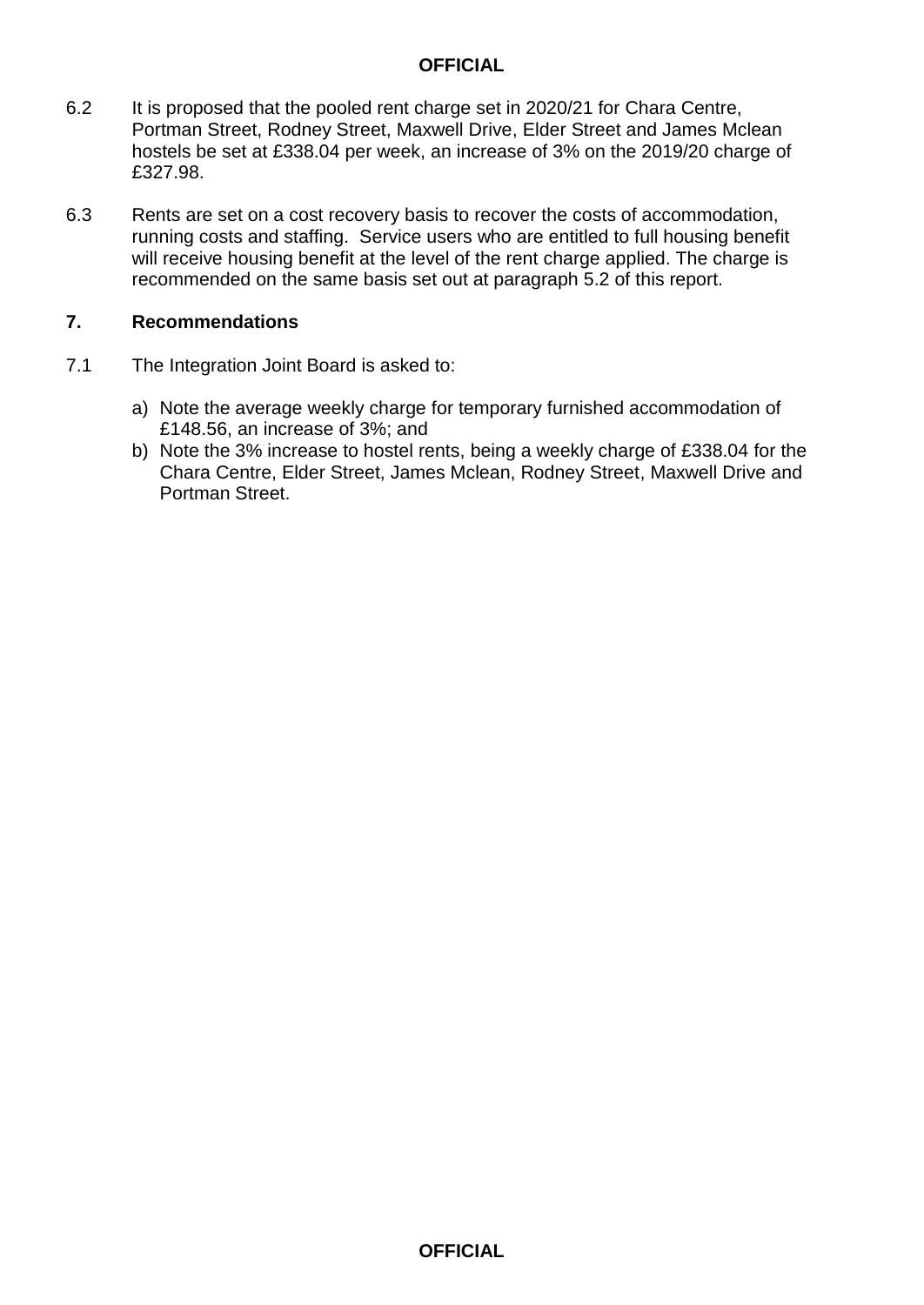6.2 It is proposed that the pooled rent charge set in 2020/21 for Chara Centre, Portman Street, Rodney Street, Maxwell Drive, Elder Street and James Mclean hostels be set at £338.04 per week, an increase of 3% on the 2019/20 charge of £327.98.

6.3 Rents are set on a cost recovery basis to recover the costs of accommodation, running costs and staffing. Service users who are entitled to full housing benefit will receive housing benefit at the level of the rent charge applied. The charge is recommended on the same basis set out at paragraph 5.2 of this report.

## 7. Recommendations

7.1 The Integration Joint Board is asked to:

a) Note the average weekly charge for temporary furnished accommodation of £148.56, an increase of 3%; and
b) Note the 3% increase to hostel rents, being a weekly charge of £338.04 for the Chara Centre, Elder Street, James Mclean, Rodney Street, Maxwell Drive and Portman Street.